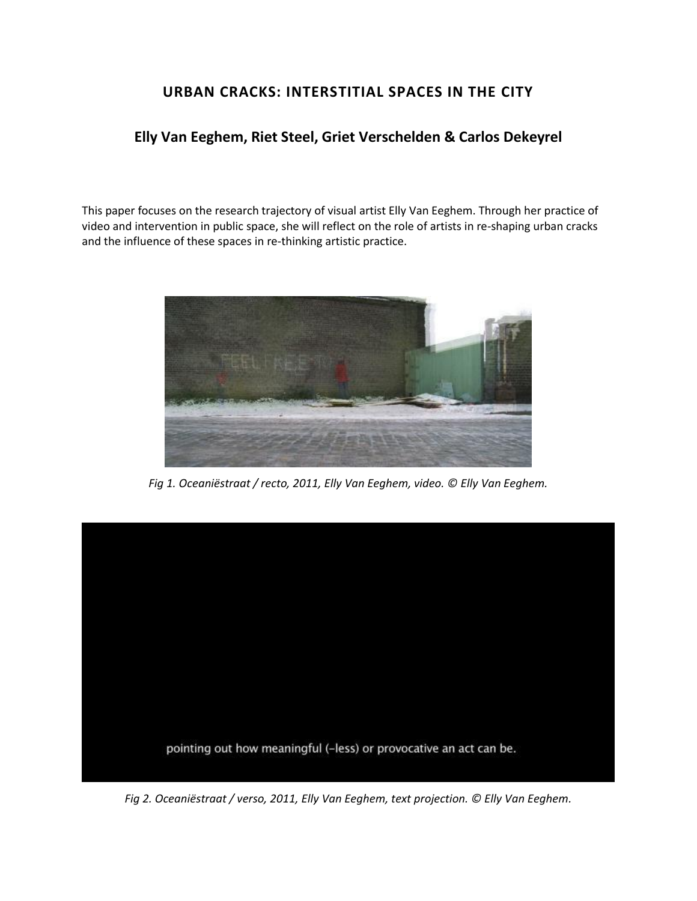# URBAN CRACKS: INTERSTITIAL SPACES IN THE CITY

## Elly Van Eeghem, Riet Steel, Griet Verschelden & Carlos Dekeyrel

This paper focuses on the research trajectory of visual artist Elly Van Eeghem. Through her practice of video and intervention in public space, she will reflect on the role of artists in re-shaping urban cracks and the influence of these spaces in re-thinking artistic practice.

*Fig 1. Oceaniëstraat / recto, 2011, Elly Van Eeghem, video. © Elly Van Eeghem.*

*Fig 2. Oceaniëstraat / verso, 2011, Elly Van Eeghem, text projection. © Elly Van Eeghem.*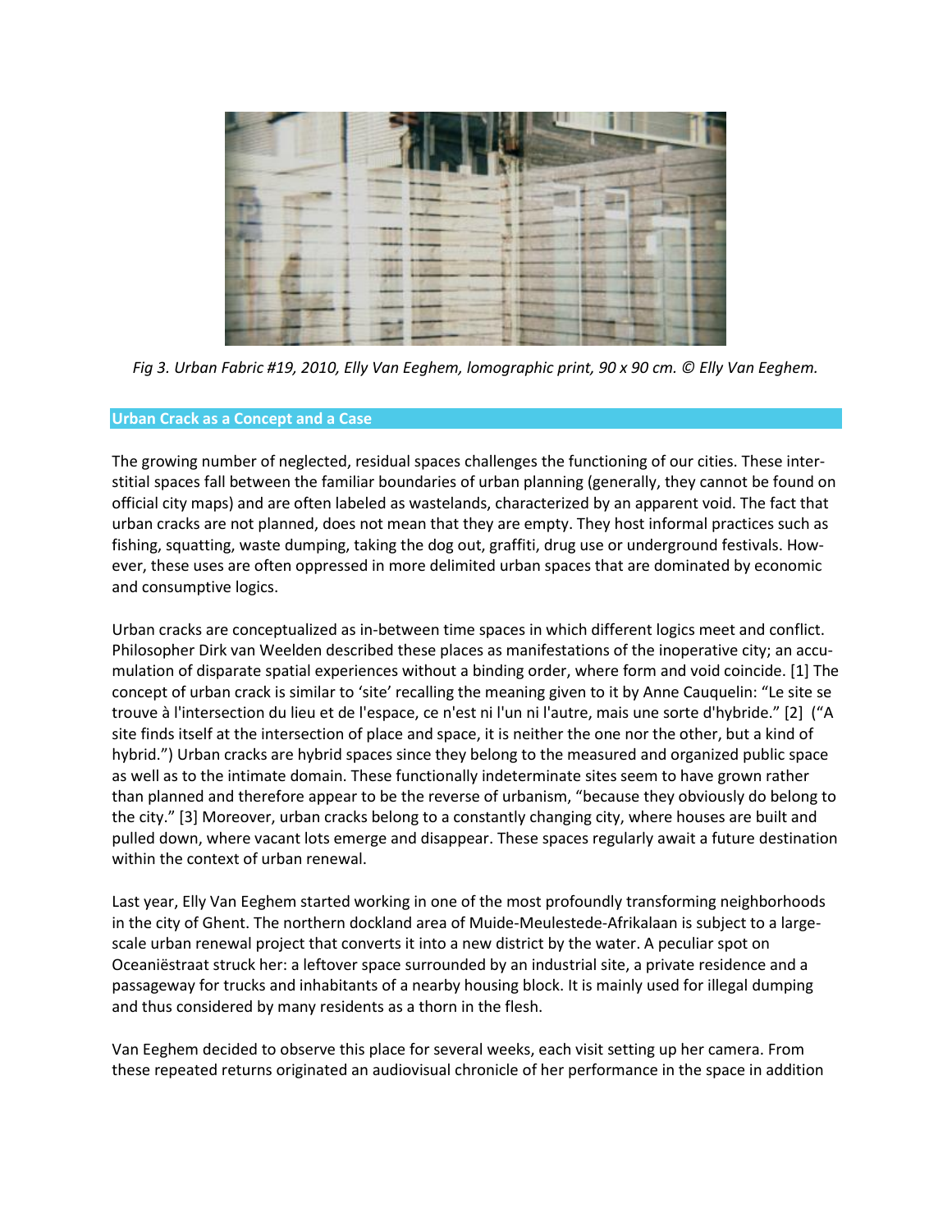*Fig 3. Urban Fabric #19, 2010, Elly Van Eeghem, lomographic print, 90 x 90 cm. © Elly Van Eeghem.*

## Urban Crack as a Concept and a Case

The growing number of neglected, residual spaces challenges the functioning of our cities. These interstitial spaces fall between the familiar boundaries of urban planning (generally, they cannot be found on official city maps) and are often labeled as wastelands, characterized by an apparent void. The fact that urban cracks are not planned, does not mean that they are empty. They host informal practices such as fishing, squatting, waste dumping, taking the dog out, graffiti, drug use or underground festivals. However, these uses are often oppressed in more delimited urban spaces that are dominated by economic and consumptive logics.

Urban cracks are conceptualized as in-between time spaces in which different logics meet and conflict. Philosopher Dirk van Weelden described these places as manifestations of the inoperative city; an accumulation of disparate spatial experiences without a binding order, where form and void coincide. [1] The concept of urban crack is similar to 'site' recalling the meaning given to it by Anne Cauquelin: "Le site se trouve à l'intersection du lieu et de l'espace, ce n'est ni l'un ni l'autre, mais une sorte d'hybride." [2] ("A site finds itself at the intersection of place and space, it is neither the one nor the other, but a kind of hybrid.") Urban cracks are hybrid spaces since they belong to the measured and organized public space as well as to the intimate domain. These functionally indeterminate sites seem to have grown rather than planned and therefore appear to be the reverse of urbanism, "because they obviously do belong to the city." [3] Moreover, urban cracks belong to a constantly changing city, where houses are built and pulled down, where vacant lots emerge and disappear. These spaces regularly await a future destination within the context of urban renewal.

Last year, Elly Van Eeghem started working in one of the most profoundly transforming neighborhoods in the city of Ghent. The northern dockland area of Muide-Meulestede-Afrikalaan is subject to a large-scale urban renewal project that converts it into a new district by the water. A peculiar spot on Oceaniëstraat struck her: a leftover space surrounded by an industrial site, a private residence and a passageway for trucks and inhabitants of a nearby housing block. It is mainly used for illegal dumping and thus considered by many residents as a thorn in the flesh.

Van Eeghem decided to observe this place for several weeks, each visit setting up her camera. From these repeated returns originated an audiovisual chronicle of her performance in the space in addition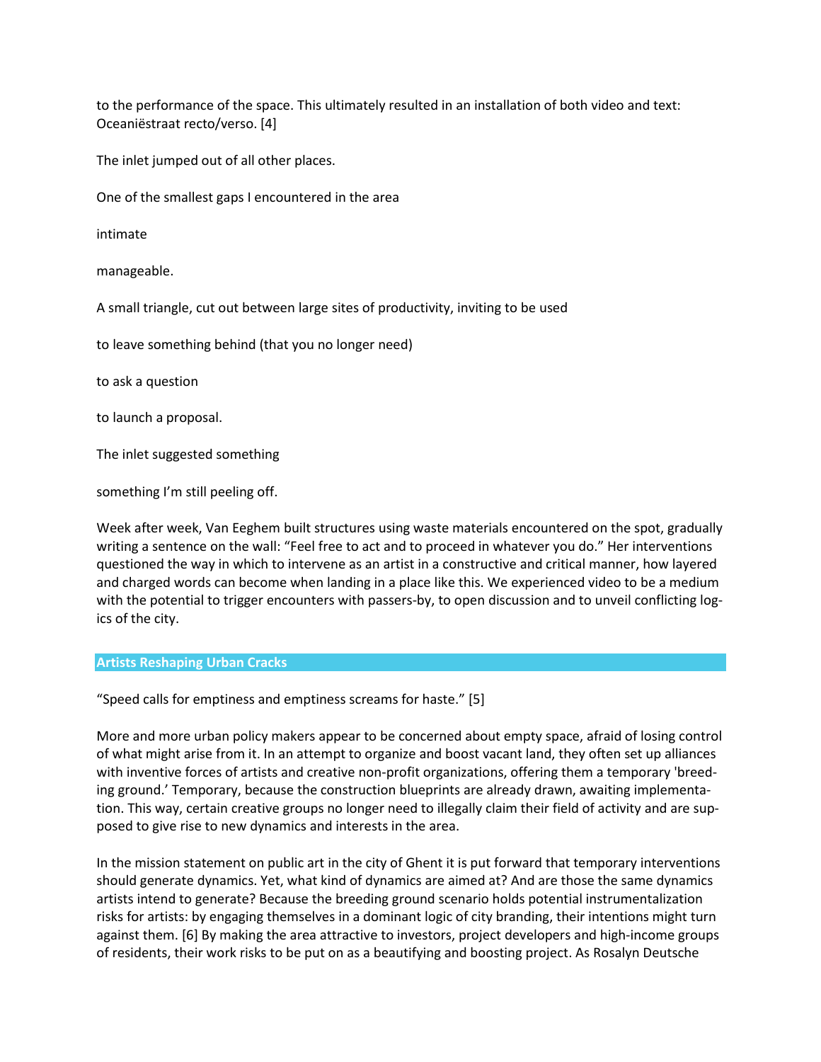to the performance of the space. This ultimately resulted in an installation of both video and text: Oceaniëstraat recto/verso. [4]

The inlet jumped out of all other places.

One of the smallest gaps I encountered in the area

intimate

manageable.

A small triangle, cut out between large sites of productivity, inviting to be used

to leave something behind (that you no longer need)

to ask a question

to launch a proposal.

The inlet suggested something

something I'm still peeling off.

Week after week, Van Eeghem built structures using waste materials encountered on the spot, gradually writing a sentence on the wall: "Feel free to act and to proceed in whatever you do." Her interventions questioned the way in which to intervene as an artist in a constructive and critical manner, how layered and charged words can become when landing in a place like this. We experienced video to be a medium with the potential to trigger encounters with passers-by, to open discussion and to unveil conflicting logics of the city.

## Artists Reshaping Urban Cracks

"Speed calls for emptiness and emptiness screams for haste." [5]

More and more urban policy makers appear to be concerned about empty space, afraid of losing control of what might arise from it. In an attempt to organize and boost vacant land, they often set up alliances with inventive forces of artists and creative non-profit organizations, offering them a temporary 'breeding ground.' Temporary, because the construction blueprints are already drawn, awaiting implementation. This way, certain creative groups no longer need to illegally claim their field of activity and are supposed to give rise to new dynamics and interests in the area.

In the mission statement on public art in the city of Ghent it is put forward that temporary interventions should generate dynamics. Yet, what kind of dynamics are aimed at? And are those the same dynamics artists intend to generate? Because the breeding ground scenario holds potential instrumentalization risks for artists: by engaging themselves in a dominant logic of city branding, their intentions might turn against them. [6] By making the area attractive to investors, project developers and high-income groups of residents, their work risks to be put on as a beautifying and boosting project. As Rosalyn Deutsche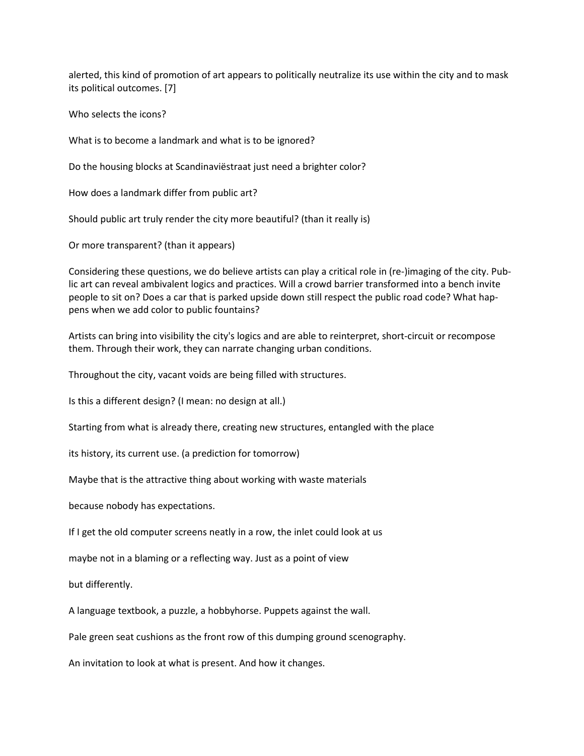alerted, this kind of promotion of art appears to politically neutralize its use within the city and to mask its political outcomes. [7]

Who selects the icons?

What is to become a landmark and what is to be ignored?

Do the housing blocks at Scandinaviëstraat just need a brighter color?

How does a landmark differ from public art?

Should public art truly render the city more beautiful? (than it really is)

Or more transparent? (than it appears)

Considering these questions, we do believe artists can play a critical role in (re-)imaging of the city. Public art can reveal ambivalent logics and practices. Will a crowd barrier transformed into a bench invite people to sit on? Does a car that is parked upside down still respect the public road code? What happens when we add color to public fountains?

Artists can bring into visibility the city's logics and are able to reinterpret, short-circuit or recompose them. Through their work, they can narrate changing urban conditions.

Throughout the city, vacant voids are being filled with structures.

Is this a different design? (I mean: no design at all.)

Starting from what is already there, creating new structures, entangled with the place

its history, its current use. (a prediction for tomorrow)

Maybe that is the attractive thing about working with waste materials

because nobody has expectations.

If I get the old computer screens neatly in a row, the inlet could look at us

maybe not in a blaming or a reflecting way. Just as a point of view

but differently.

A language textbook, a puzzle, a hobbyhorse. Puppets against the wall.

Pale green seat cushions as the front row of this dumping ground scenography.

An invitation to look at what is present. And how it changes.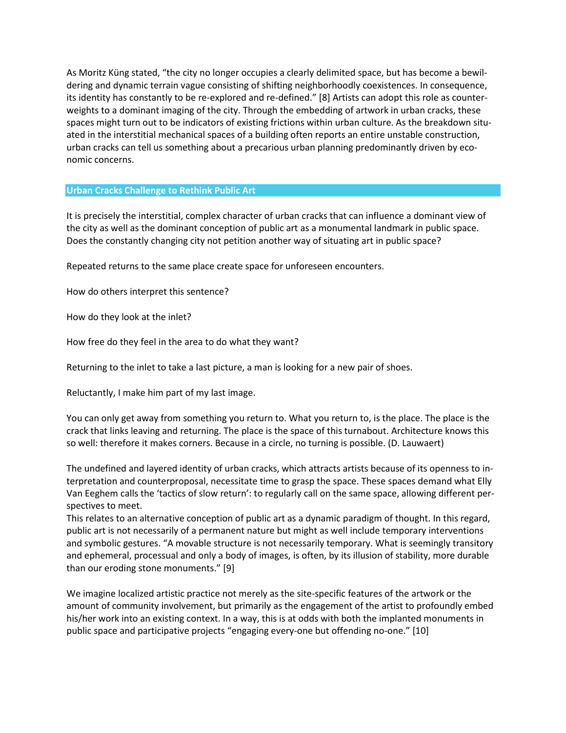As Moritz Küng stated, "the city no longer occupies a clearly delimited space, but has become a bewildering and dynamic terrain vague consisting of shifting neighborhoodly coexistences. In consequence, its identity has constantly to be re-explored and re-defined." [8] Artists can adopt this role as counterweights to a dominant imaging of the city. Through the embedding of artwork in urban cracks, these spaces might turn out to be indicators of existing frictions within urban culture. As the breakdown situated in the interstitial mechanical spaces of a building often reports an entire unstable construction, urban cracks can tell us something about a precarious urban planning predominantly driven by economic concerns.

## Urban Cracks Challenge to Rethink Public Art

It is precisely the interstitial, complex character of urban cracks that can influence a dominant view of the city as well as the dominant conception of public art as a monumental landmark in public space. Does the constantly changing city not petition another way of situating art in public space?

Repeated returns to the same place create space for unforeseen encounters.

How do others interpret this sentence?

How do they look at the inlet?

How free do they feel in the area to do what they want?

Returning to the inlet to take a last picture, a man is looking for a new pair of shoes.

Reluctantly, I make him part of my last image.

You can only get away from something you return to. What you return to, is the place. The place is the crack that links leaving and returning. The place is the space of this turnabout. Architecture knows this so well: therefore it makes corners. Because in a circle, no turning is possible. (D. Lauwaert)

The undefined and layered identity of urban cracks, which attracts artists because of its openness to interpretation and counterproposal, necessitate time to grasp the space. These spaces demand what Elly Van Eeghem calls the 'tactics of slow return': to regularly call on the same space, allowing different perspectives to meet.
This relates to an alternative conception of public art as a dynamic paradigm of thought. In this regard, public art is not necessarily of a permanent nature but might as well include temporary interventions and symbolic gestures. "A movable structure is not necessarily temporary. What is seemingly transitory and ephemeral, processual and only a body of images, is often, by its illusion of stability, more durable than our eroding stone monuments." [9]

We imagine localized artistic practice not merely as the site-specific features of the artwork or the amount of community involvement, but primarily as the engagement of the artist to profoundly embed his/her work into an existing context. In a way, this is at odds with both the implanted monuments in public space and participative projects "engaging every-one but offending no-one." [10]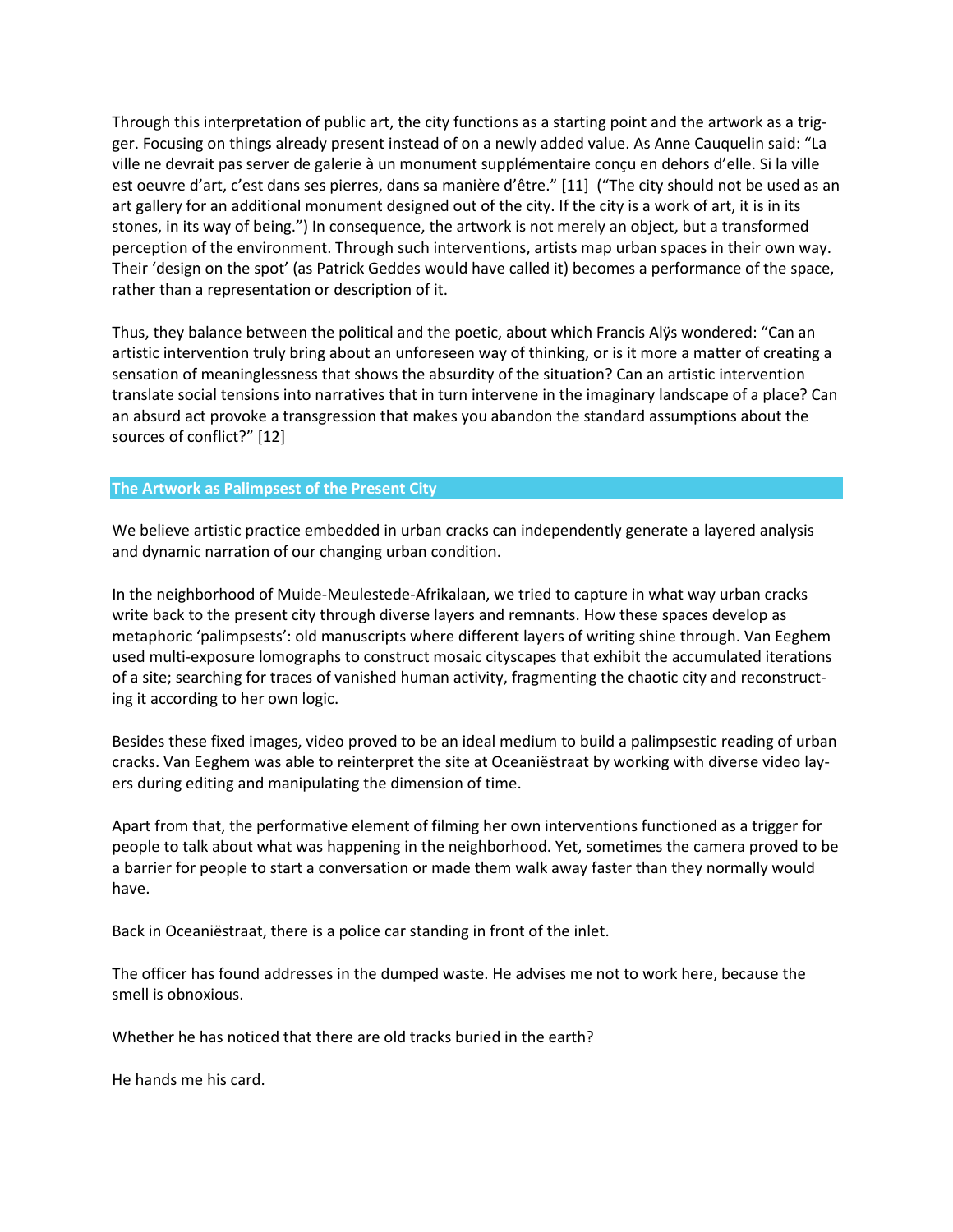Through this interpretation of public art, the city functions as a starting point and the artwork as a trigger. Focusing on things already present instead of on a newly added value. As Anne Cauquelin said: "La ville ne devrait pas server de galerie à un monument supplémentaire conçu en dehors d'elle. Si la ville est oeuvre d'art, c'est dans ses pierres, dans sa manière d'être." [11] ("The city should not be used as an art gallery for an additional monument designed out of the city. If the city is a work of art, it is in its stones, in its way of being.") In consequence, the artwork is not merely an object, but a transformed perception of the environment. Through such interventions, artists map urban spaces in their own way. Their 'design on the spot' (as Patrick Geddes would have called it) becomes a performance of the space, rather than a representation or description of it.

Thus, they balance between the political and the poetic, about which Francis Alÿs wondered: "Can an artistic intervention truly bring about an unforeseen way of thinking, or is it more a matter of creating a sensation of meaninglessness that shows the absurdity of the situation? Can an artistic intervention translate social tensions into narratives that in turn intervene in the imaginary landscape of a place? Can an absurd act provoke a transgression that makes you abandon the standard assumptions about the sources of conflict?" [12]

## The Artwork as Palimpsest of the Present City

We believe artistic practice embedded in urban cracks can independently generate a layered analysis and dynamic narration of our changing urban condition.

In the neighborhood of Muide-Meulestede-Afrikalaan, we tried to capture in what way urban cracks write back to the present city through diverse layers and remnants. How these spaces develop as metaphoric 'palimpsests': old manuscripts where different layers of writing shine through. Van Eeghem used multi-exposure lomographs to construct mosaic cityscapes that exhibit the accumulated iterations of a site; searching for traces of vanished human activity, fragmenting the chaotic city and reconstructing it according to her own logic.

Besides these fixed images, video proved to be an ideal medium to build a palimpsestic reading of urban cracks. Van Eeghem was able to reinterpret the site at Oceaniëstraat by working with diverse video layers during editing and manipulating the dimension of time.

Apart from that, the performative element of filming her own interventions functioned as a trigger for people to talk about what was happening in the neighborhood. Yet, sometimes the camera proved to be a barrier for people to start a conversation or made them walk away faster than they normally would have.

Back in Oceaniëstraat, there is a police car standing in front of the inlet.

The officer has found addresses in the dumped waste. He advises me not to work here, because the smell is obnoxious.

Whether he has noticed that there are old tracks buried in the earth?

He hands me his card.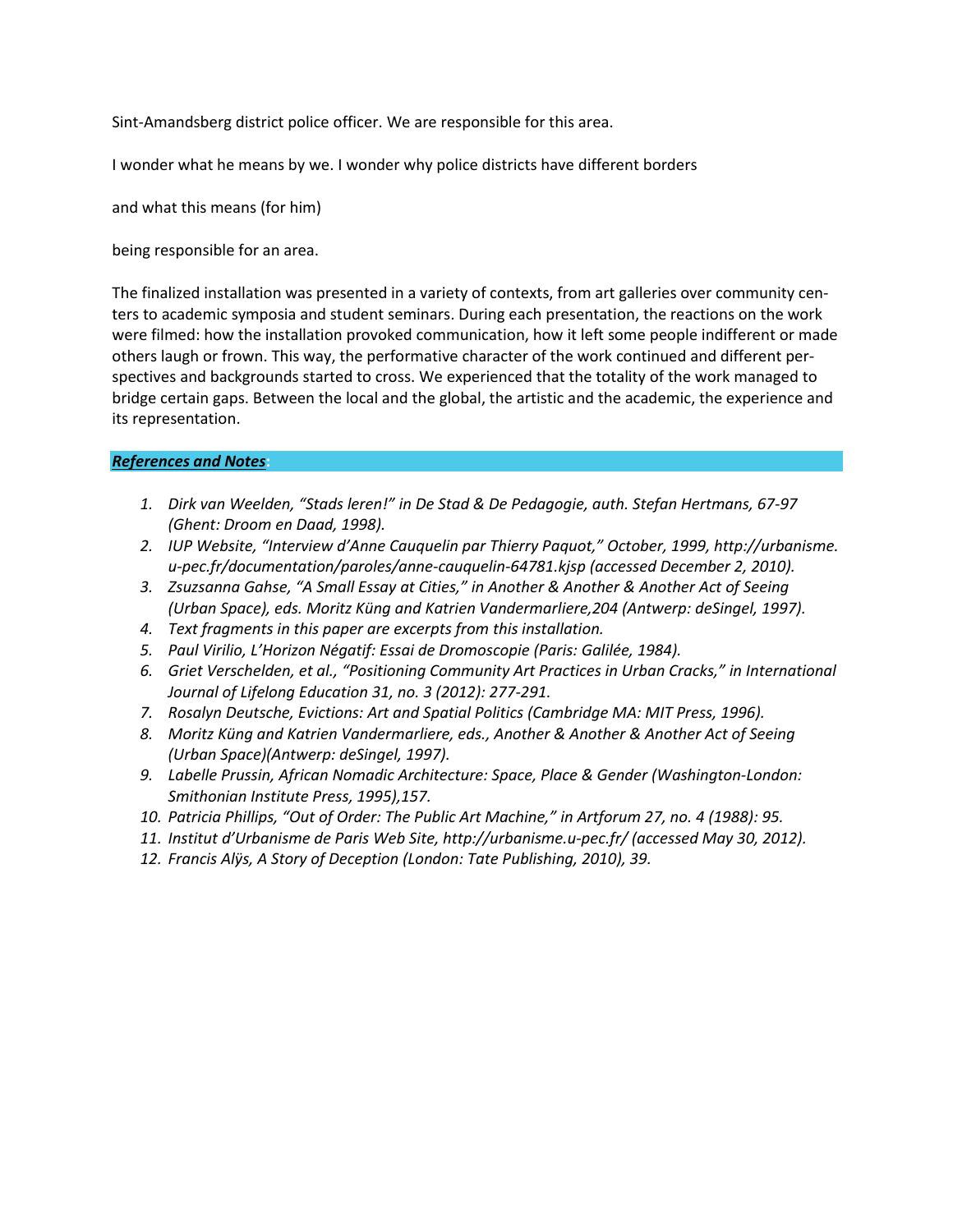Sint-Amandsberg district police officer. We are responsible for this area.

I wonder what he means by we. I wonder why police districts have different borders

and what this means (for him)

being responsible for an area.

The finalized installation was presented in a variety of contexts, from art galleries over community centers to academic symposia and student seminars. During each presentation, the reactions on the work were filmed: how the installation provoked communication, how it left some people indifferent or made others laugh or frown. This way, the performative character of the work continued and different perspectives and backgrounds started to cross. We experienced that the totality of the work managed to bridge certain gaps. Between the local and the global, the artistic and the academic, the experience and its representation.

***References and Notes***:

1. *Dirk van Weelden, "Stads leren!" in De Stad & De Pedagogie, auth. Stefan Hertmans, 67-97 (Ghent: Droom en Daad, 1998).*
2. *IUP Website, "Interview d'Anne Cauquelin par Thierry Paquot," October, 1999, http://urbanisme.u-pec.fr/documentation/paroles/anne-cauquelin-64781.kjsp (accessed December 2, 2010).*
3. *Zsuzsanna Gahse, "A Small Essay at Cities," in Another & Another & Another Act of Seeing (Urban Space), eds. Moritz Küng and Katrien Vandermarliere,204 (Antwerp: deSingel, 1997).*
4. *Text fragments in this paper are excerpts from this installation.*
5. *Paul Virilio, L'Horizon Négatif: Essai de Dromoscopie (Paris: Galilée, 1984).*
6. *Griet Verschelden, et al., "Positioning Community Art Practices in Urban Cracks," in International Journal of Lifelong Education 31, no. 3 (2012): 277-291.*
7. *Rosalyn Deutsche, Evictions: Art and Spatial Politics (Cambridge MA: MIT Press, 1996).*
8. *Moritz Küng and Katrien Vandermarliere, eds., Another & Another & Another Act of Seeing (Urban Space)(Antwerp: deSingel, 1997).*
9. *Labelle Prussin, African Nomadic Architecture: Space, Place & Gender (Washington-London: Smithonian Institute Press, 1995),157.*
10. *Patricia Phillips, "Out of Order: The Public Art Machine," in Artforum 27, no. 4 (1988): 95.*
11. *Institut d'Urbanisme de Paris Web Site, http://urbanisme.u-pec.fr/ (accessed May 30, 2012).*
12. *Francis Alÿs, A Story of Deception (London: Tate Publishing, 2010), 39.*